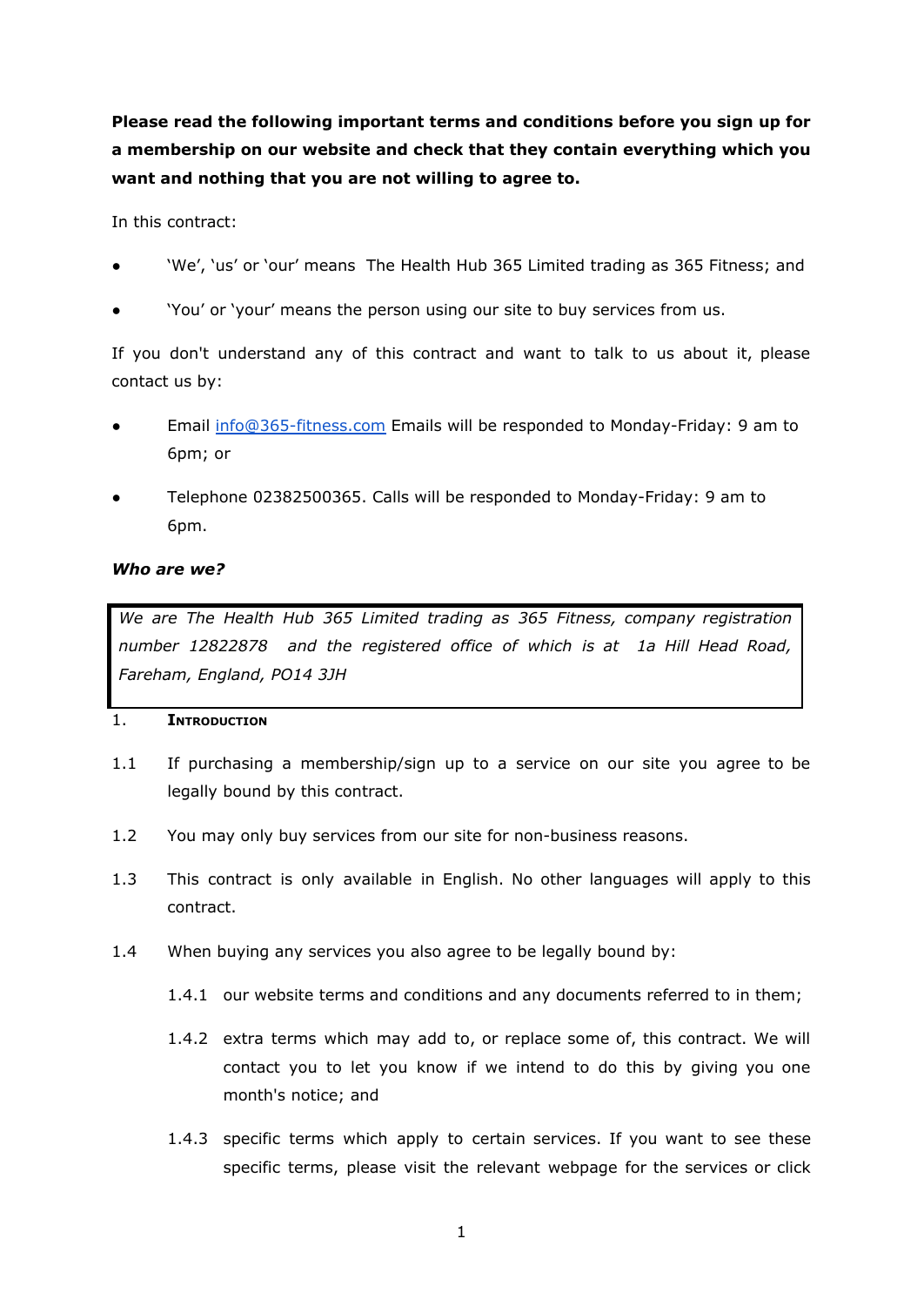**Please read the following important terms and conditions before you sign up for a membership on our website and check that they contain everything which you want and nothing that you are not willing to agree to.**

In this contract:

- 'We', 'us' or 'our' means The Health Hub 365 Limited trading as 365 Fitness; and
- 'You' or 'your' means the person using our site to buy services from us.

If you don't understand any of this contract and want to talk to us about it, please contact us by:

- Email [info@365-fitness.com](mailto:info@365-fitness.com) Emails will be responded to Monday-Friday: 9 am to 6pm; or
- Telephone 02382500365. Calls will be responded to Monday-Friday: 9 am to 6pm.

***Who are we?***

*We are The Health Hub 365 Limited trading as 365 Fitness, company registration number 12822878 and the registered office of which is at 1a Hill Head Road, Fareham, England, PO14 3JH*

1. **Introduction**

1.1 If purchasing a membership/sign up to a service on our site you agree to be legally bound by this contract.

1.2 You may only buy services from our site for non-business reasons.

1.3 This contract is only available in English. No other languages will apply to this contract.

1.4 When buying any services you also agree to be legally bound by:

1.4.1 our website terms and conditions and any documents referred to in them;

1.4.2 extra terms which may add to, or replace some of, this contract. We will contact you to let you know if we intend to do this by giving you one month's notice; and

1.4.3 specific terms which apply to certain services. If you want to see these specific terms, please visit the relevant webpage for the services or click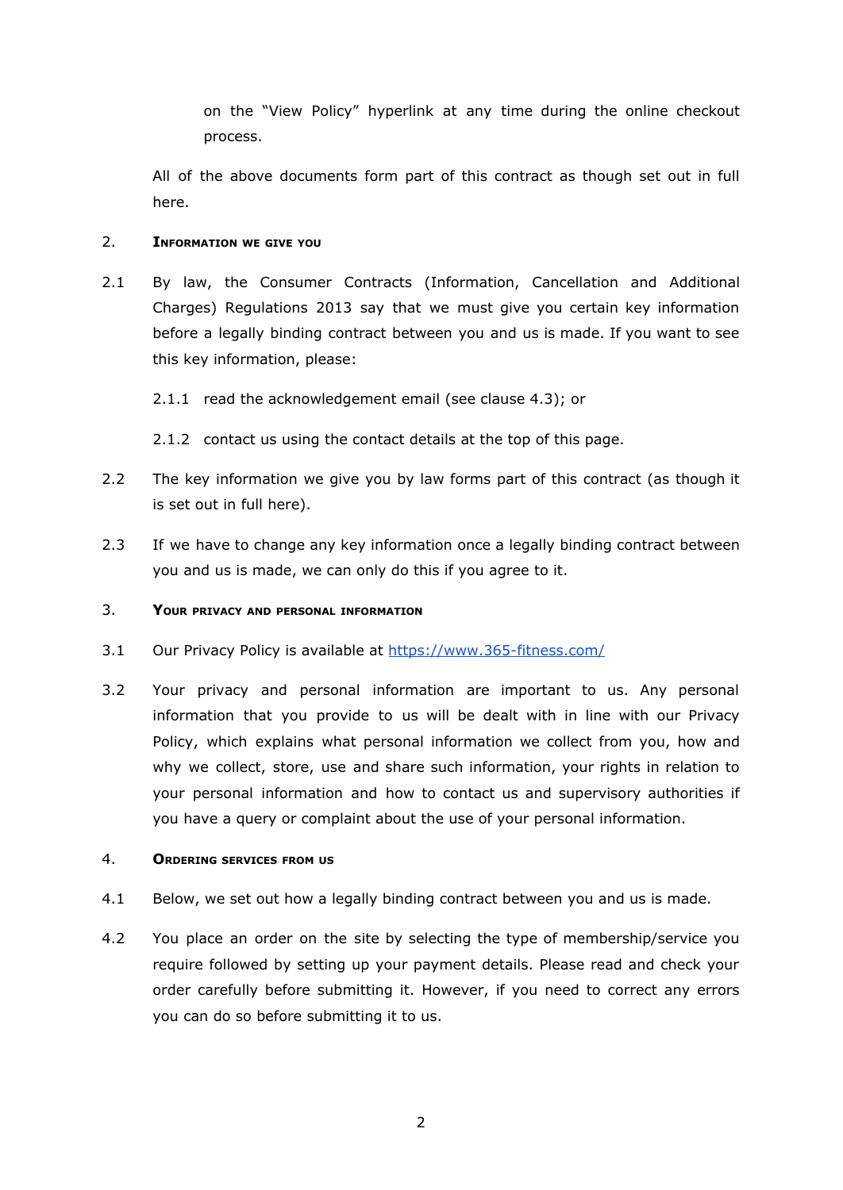on the "View Policy" hyperlink at any time during the online checkout process.

All of the above documents form part of this contract as though set out in full here.

## 2. Information we give you

2.1 By law, the Consumer Contracts (Information, Cancellation and Additional Charges) Regulations 2013 say that we must give you certain key information before a legally binding contract between you and us is made. If you want to see this key information, please:

2.1.1 read the acknowledgement email (see clause 4.3); or

2.1.2 contact us using the contact details at the top of this page.

2.2 The key information we give you by law forms part of this contract (as though it is set out in full here).

2.3 If we have to change any key information once a legally binding contract between you and us is made, we can only do this if you agree to it.

## 3. Your privacy and personal information

3.1 Our Privacy Policy is available at https://www.365-fitness.com/

3.2 Your privacy and personal information are important to us. Any personal information that you provide to us will be dealt with in line with our Privacy Policy, which explains what personal information we collect from you, how and why we collect, store, use and share such information, your rights in relation to your personal information and how to contact us and supervisory authorities if you have a query or complaint about the use of your personal information.

## 4. Ordering services from us

4.1 Below, we set out how a legally binding contract between you and us is made.

4.2 You place an order on the site by selecting the type of membership/service you require followed by setting up your payment details. Please read and check your order carefully before submitting it. However, if you need to correct any errors you can do so before submitting it to us.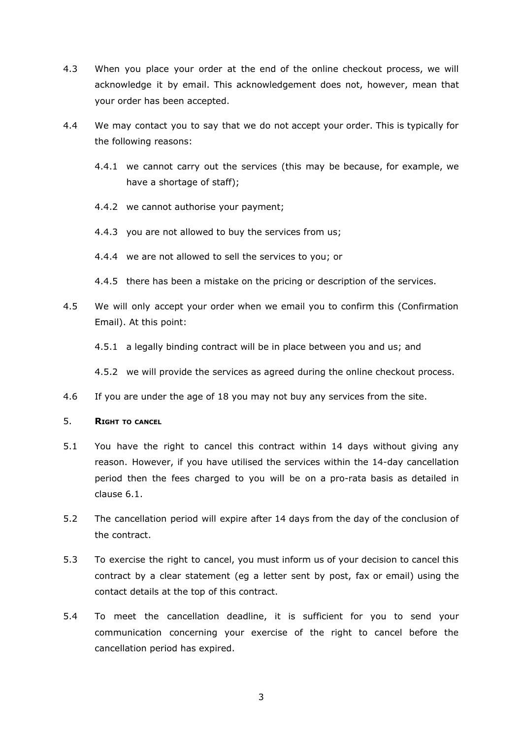4.3 When you place your order at the end of the online checkout process, we will acknowledge it by email. This acknowledgement does not, however, mean that your order has been accepted.

4.4 We may contact you to say that we do not accept your order. This is typically for the following reasons:

4.4.1 we cannot carry out the services (this may be because, for example, we have a shortage of staff);

4.4.2 we cannot authorise your payment;

4.4.3 you are not allowed to buy the services from us;

4.4.4 we are not allowed to sell the services to you; or

4.4.5 there has been a mistake on the pricing or description of the services.

4.5 We will only accept your order when we email you to confirm this (Confirmation Email). At this point:

4.5.1 a legally binding contract will be in place between you and us; and

4.5.2 we will provide the services as agreed during the online checkout process.

4.6 If you are under the age of 18 you may not buy any services from the site.

## 5. Right to cancel

5.1 You have the right to cancel this contract within 14 days without giving any reason. However, if you have utilised the services within the 14-day cancellation period then the fees charged to you will be on a pro-rata basis as detailed in clause 6.1.

5.2 The cancellation period will expire after 14 days from the day of the conclusion of the contract.

5.3 To exercise the right to cancel, you must inform us of your decision to cancel this contract by a clear statement (eg a letter sent by post, fax or email) using the contact details at the top of this contract.

5.4 To meet the cancellation deadline, it is sufficient for you to send your communication concerning your exercise of the right to cancel before the cancellation period has expired.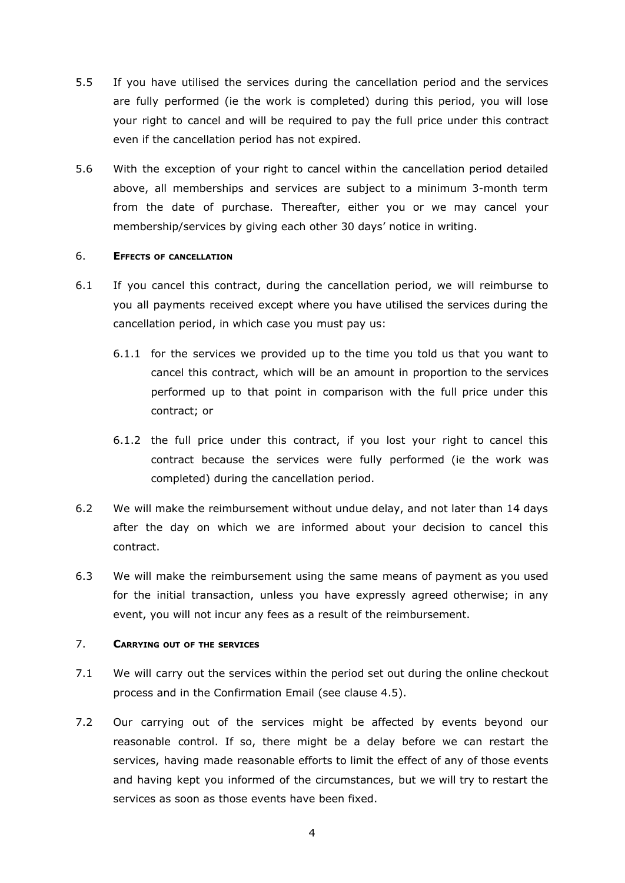5.5 If you have utilised the services during the cancellation period and the services are fully performed (ie the work is completed) during this period, you will lose your right to cancel and will be required to pay the full price under this contract even if the cancellation period has not expired.

5.6 With the exception of your right to cancel within the cancellation period detailed above, all memberships and services are subject to a minimum 3-month term from the date of purchase. Thereafter, either you or we may cancel your membership/services by giving each other 30 days' notice in writing.

## 6. Effects of cancellation

6.1 If you cancel this contract, during the cancellation period, we will reimburse to you all payments received except where you have utilised the services during the cancellation period, in which case you must pay us:

6.1.1 for the services we provided up to the time you told us that you want to cancel this contract, which will be an amount in proportion to the services performed up to that point in comparison with the full price under this contract; or

6.1.2 the full price under this contract, if you lost your right to cancel this contract because the services were fully performed (ie the work was completed) during the cancellation period.

6.2 We will make the reimbursement without undue delay, and not later than 14 days after the day on which we are informed about your decision to cancel this contract.

6.3 We will make the reimbursement using the same means of payment as you used for the initial transaction, unless you have expressly agreed otherwise; in any event, you will not incur any fees as a result of the reimbursement.

## 7. Carrying out of the services

7.1 We will carry out the services within the period set out during the online checkout process and in the Confirmation Email (see clause 4.5).

7.2 Our carrying out of the services might be affected by events beyond our reasonable control. If so, there might be a delay before we can restart the services, having made reasonable efforts to limit the effect of any of those events and having kept you informed of the circumstances, but we will try to restart the services as soon as those events have been fixed.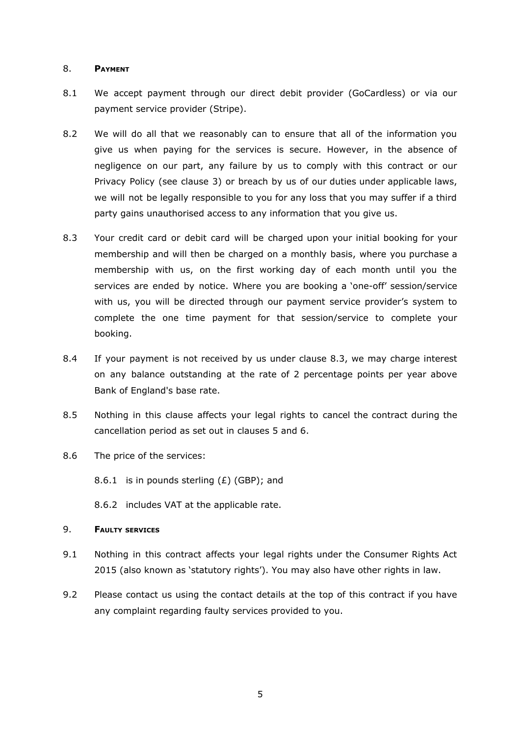## 8. PAYMENT

8.1 We accept payment through our direct debit provider (GoCardless) or via our payment service provider (Stripe).

8.2 We will do all that we reasonably can to ensure that all of the information you give us when paying for the services is secure. However, in the absence of negligence on our part, any failure by us to comply with this contract or our Privacy Policy (see clause 3) or breach by us of our duties under applicable laws, we will not be legally responsible to you for any loss that you may suffer if a third party gains unauthorised access to any information that you give us.

8.3 Your credit card or debit card will be charged upon your initial booking for your membership and will then be charged on a monthly basis, where you purchase a membership with us, on the first working day of each month until you the services are ended by notice. Where you are booking a 'one-off' session/service with us, you will be directed through our payment service provider's system to complete the one time payment for that session/service to complete your booking.

8.4 If your payment is not received by us under clause 8.3, we may charge interest on any balance outstanding at the rate of 2 percentage points per year above Bank of England's base rate.

8.5 Nothing in this clause affects your legal rights to cancel the contract during the cancellation period as set out in clauses 5 and 6.

8.6 The price of the services:

8.6.1 is in pounds sterling (£) (GBP); and

8.6.2 includes VAT at the applicable rate.

## 9. FAULTY SERVICES

9.1 Nothing in this contract affects your legal rights under the Consumer Rights Act 2015 (also known as 'statutory rights'). You may also have other rights in law.

9.2 Please contact us using the contact details at the top of this contract if you have any complaint regarding faulty services provided to you.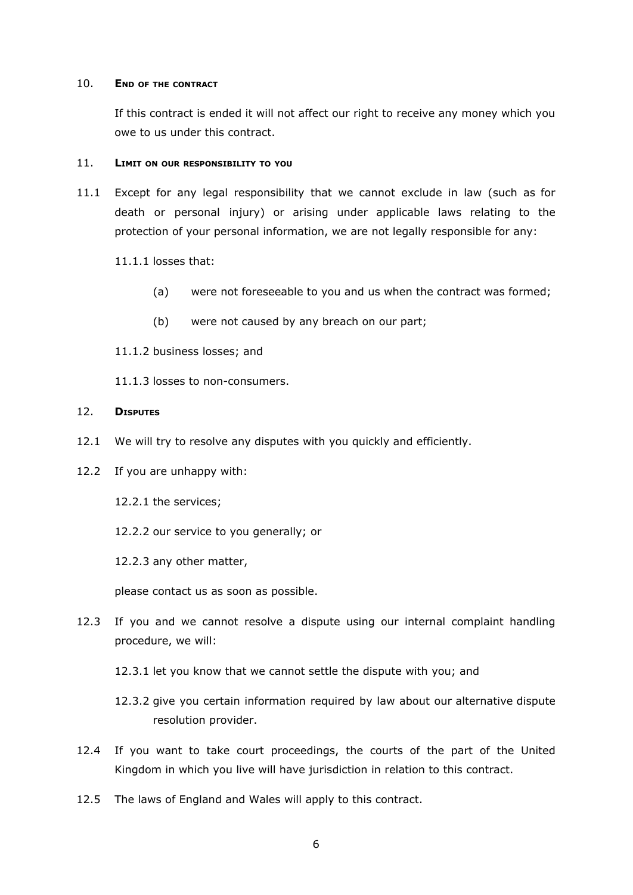## 10. End of the contract

If this contract is ended it will not affect our right to receive any money which you owe to us under this contract.

## 11. Limit on our responsibility to you

11.1 Except for any legal responsibility that we cannot exclude in law (such as for death or personal injury) or arising under applicable laws relating to the protection of your personal information, we are not legally responsible for any:

11.1.1 losses that:

(a) were not foreseeable to you and us when the contract was formed;

(b) were not caused by any breach on our part;

11.1.2 business losses; and

11.1.3 losses to non-consumers.

## 12. Disputes

12.1 We will try to resolve any disputes with you quickly and efficiently.

12.2 If you are unhappy with:

12.2.1 the services;

12.2.2 our service to you generally; or

12.2.3 any other matter,

please contact us as soon as possible.

12.3 If you and we cannot resolve a dispute using our internal complaint handling procedure, we will:

12.3.1 let you know that we cannot settle the dispute with you; and

12.3.2 give you certain information required by law about our alternative dispute resolution provider.

12.4 If you want to take court proceedings, the courts of the part of the United Kingdom in which you live will have jurisdiction in relation to this contract.

12.5 The laws of England and Wales will apply to this contract.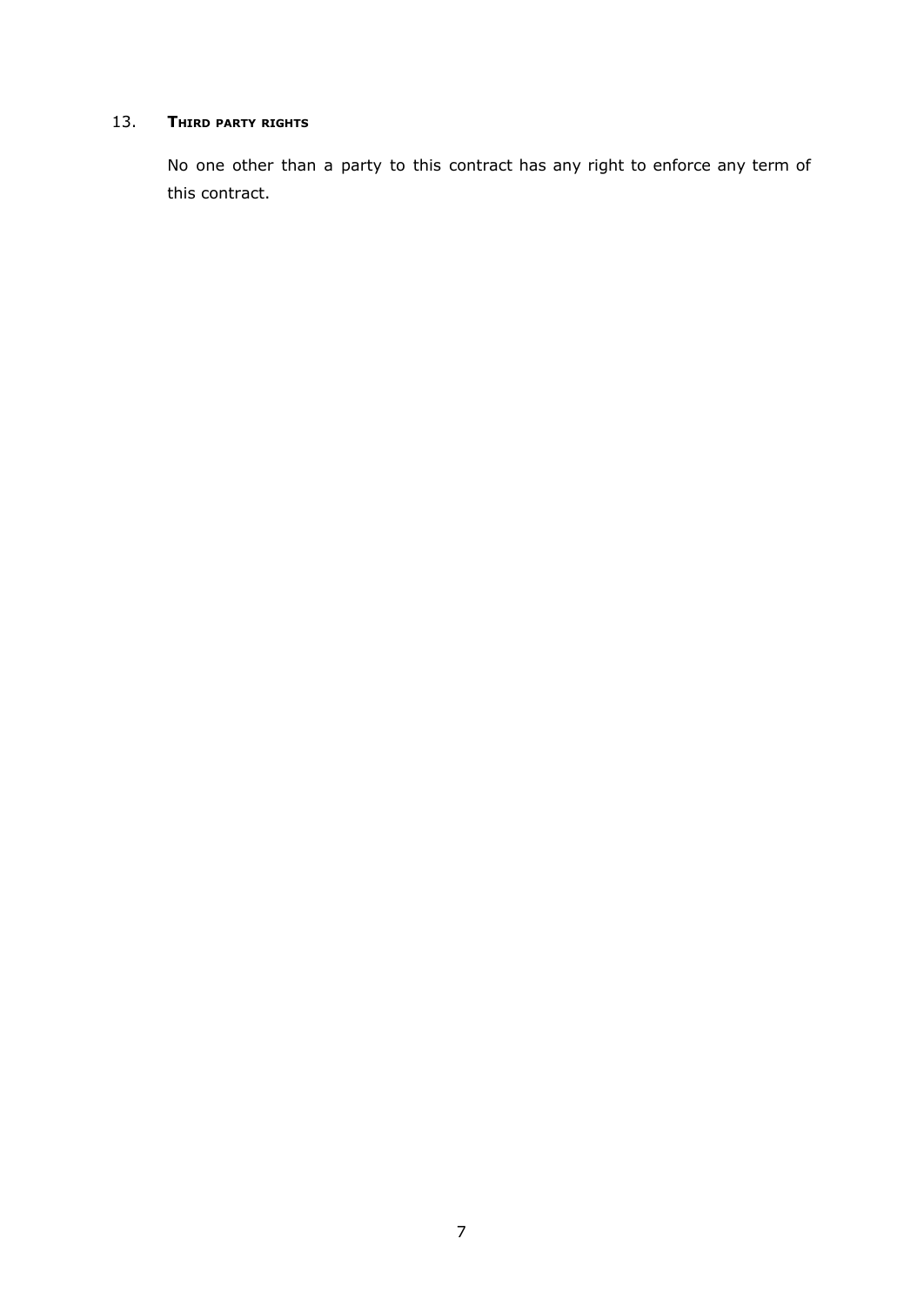## 13. **THIRD PARTY RIGHTS**

No one other than a party to this contract has any right to enforce any term of this contract.